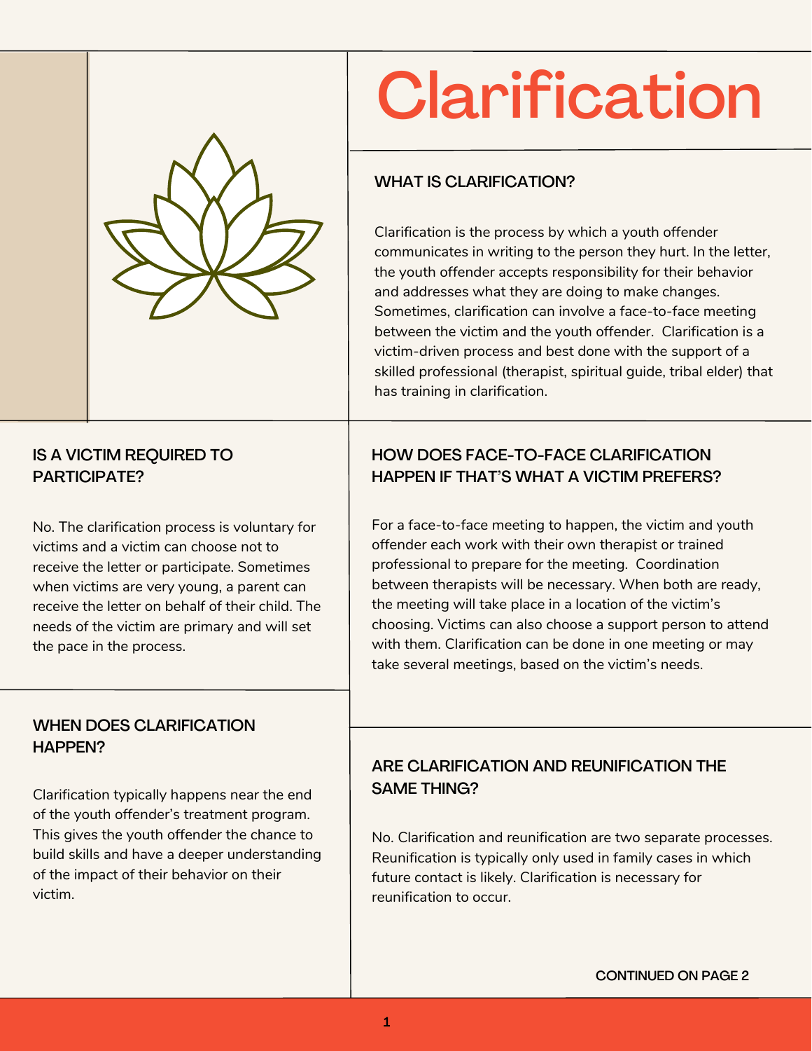# Clarification

## WHAT IS CLARIFICATION?

Clarification is the process by which a youth offender communicates in writing to the person they hurt. In the letter, the youth offender accepts responsibility for their behavior and addresses what they are doing to make changes. Sometimes, clarification can involve a face-to-face meeting between the victim and the youth offender. Clarification is a victim-driven process and best done with the support of a skilled professional (therapist, spiritual guide, tribal elder) that has training in clarification.

## IS A VICTIM REQUIRED TO PARTICIPATE?

No. The clarification process is voluntary for victims and a victim can choose not to receive the letter or participate. Sometimes when victims are very young, a parent can receive the letter on behalf of their child. The needs of the victim are primary and will set the pace in the process.

## WHEN DOES CLARIFICATION HAPPEN?

Clarification typically happens near the end of the youth offender's treatment program. This gives the youth offender the chance to build skills and have a deeper understanding of the impact of their behavior on their victim.

## HOW DOES FACE-TO-FACE CLARIFICATION HAPPEN IF THAT'S WHAT A VICTIM PREFERS?

For a face-to-face meeting to happen, the victim and youth offender each work with their own therapist or trained professional to prepare for the meeting. Coordination between therapists will be necessary. When both are ready, the meeting will take place in a location of the victim's choosing. Victims can also choose a support person to attend with them. Clarification can be done in one meeting or may take several meetings, based on the victim's needs.

## ARE CLARIFICATION AND REUNIFICATION THE SAME THING?

No. Clarification and reunification are two separate processes. Reunification is typically only used in family cases in which future contact is likely. Clarification is necessary for reunification to occur.

CONTINUED ON PAGE 2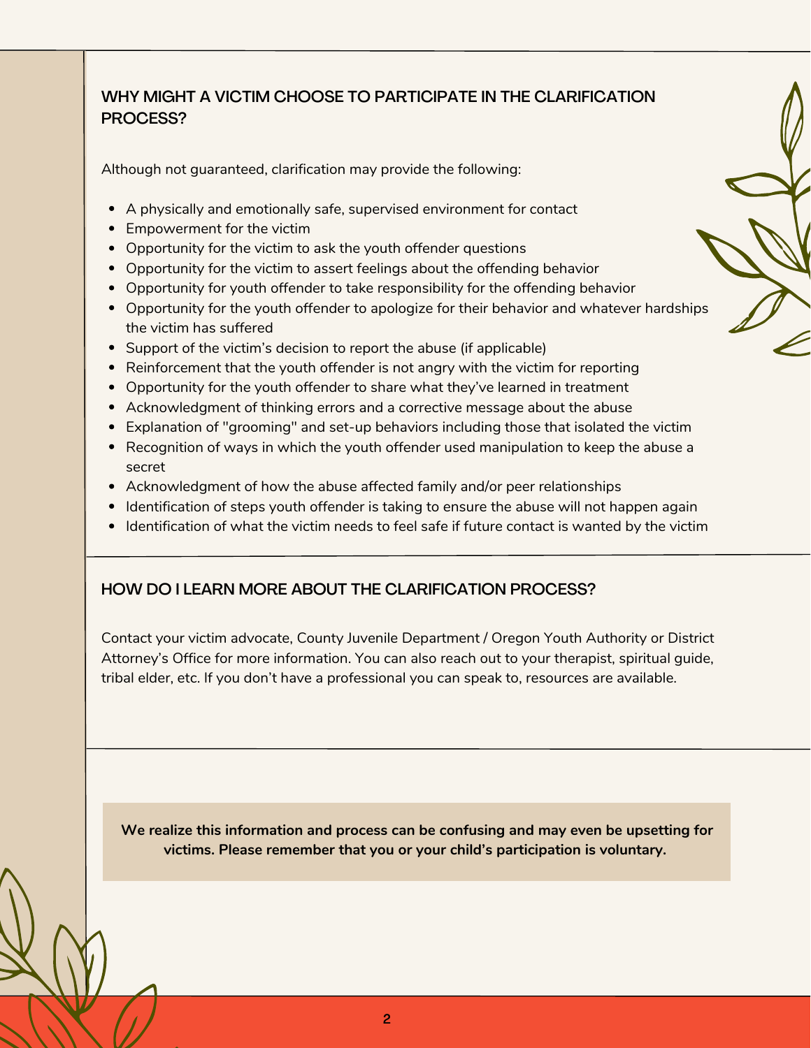## WHY MIGHT A VICTIM CHOOSE TO PARTICIPATE IN THE CLARIFICATION PROCESS?

Although not guaranteed, clarification may provide the following:

- A physically and emotionally safe, supervised environment for contact
- Empowerment for the victim
- Opportunity for the victim to ask the youth offender questions
- Opportunity for the victim to assert feelings about the offending behavior
- Opportunity for youth offender to take responsibility for the offending behavior
- Opportunity for the youth offender to apologize for their behavior and whatever hardships the victim has suffered
- Support of the victim's decision to report the abuse (if applicable)
- Reinforcement that the youth offender is not angry with the victim for reporting
- Opportunity for the youth offender to share what they've learned in treatment
- Acknowledgment of thinking errors and a corrective message about the abuse
- Explanation of "grooming" and set-up behaviors including those that isolated the victim
- Recognition of ways in which the youth offender used manipulation to keep the abuse a secret
- Acknowledgment of how the abuse affected family and/or peer relationships
- Identification of steps youth offender is taking to ensure the abuse will not happen again
- Identification of what the victim needs to feel safe if future contact is wanted by the victim

## HOW DO I LEARN MORE ABOUT THE CLARIFICATION PROCESS?

Contact your victim advocate, County Juvenile Department / Oregon Youth Authority or District Attorney's Office for more information. You can also reach out to your therapist, spiritual guide, tribal elder, etc. If you don't have a professional you can speak to, resources are available.

**We realize this information and process can be confusing and may even be upsetting for victims. Please remember that you or your child's participation is voluntary.**